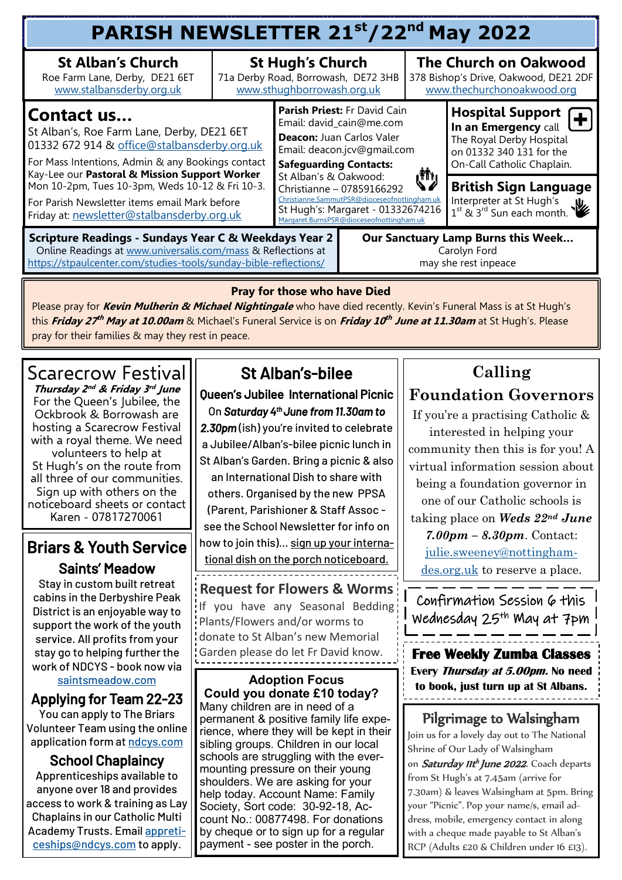# PARISH NEWSLETTER 21st/22nd May 2022

**St Alban's Church**
Roe Farm Lane, Derby, DE21 6ET
www.stalbansderby.org.uk

**St Hugh's Church**
71a Derby Road, Borrowash, DE72 3HB
www.sthughborrowash.org.uk

**The Church on Oakwood**
378 Bishop's Drive, Oakwood, DE21 2DF
www.thechurchonoakwood.org

## Contact us...

St Alban's, Roe Farm Lane, Derby, DE21 6ET
01332 672 914 & office@stalbansderby.org.uk

For Mass Intentions, Admin & any Bookings contact Kay-Lee our **Pastoral & Mission Support Worker** Mon 10-2pm, Tues 10-3pm, Weds 10-12 & Fri 10-3.

For Parish Newsletter items email Mark before Friday at: newsletter@stalbansderby.org.uk

**Parish Priest:** Fr David Cain
Email: david_cain@me.com

**Deacon:** Juan Carlos Valer
Email: deacon.jcv@gmail.com

**Safeguarding Contacts:**
St Alban's & Oakwood:
Christianne – 07859166292
Christianne.SammutPSR@dioceseofnottingham.uk
St Hugh's: Margaret - 01332674216
Margaret.BurnsPSR@dioceseofnottingham.uk

**Hospital Support**
**In an Emergency** call The Royal Derby Hospital on 01332 340 131 for the On-Call Catholic Chaplain.

**British Sign Language**
Interpreter at St Hugh's 1st & 3rd Sun each month.

**Scripture Readings - Sundays Year C & Weekdays Year 2**
Online Readings at www.universalis.com/mass & Reflections at https://stpaulcenter.com/studies-tools/sunday-bible-reflections/

**Our Sanctuary Lamp Burns this Week...**
Carolyn Ford
may she rest inpeace

### Pray for those who have Died

Please pray for ***Kevin Mulherin & Michael Nightingale*** who have died recently. Kevin's Funeral Mass is at St Hugh's this ***Friday 27th May at 10.00am*** & Michael's Funeral Service is on ***Friday 10th June at 11.30am*** at St Hugh's. Please pray for their families & may they rest in peace.

## Scarecrow Festival

***Thursday 2nd & Friday 3rd June***
For the Queen's Jubilee, the Ockbrook & Borrowash are hosting a Scarecrow Festival with a royal theme. We need volunteers to help at St Hugh's on the route from all three of our communities. Sign up with others on the noticeboard sheets or contact Karen - 07817270061

## Briars & Youth Service

### Saints' Meadow

Stay in custom built retreat cabins in the Derbyshire Peak District is an enjoyable way to support the work of the youth service. All profits from your stay go to helping further the work of NDCYS - book now via saintsmeadow.com

### Applying for Team 22-23

You can apply to The Briars Volunteer Team using the online application form at ndcys.com

### School Chaplaincy

Apprenticeships available to anyone over 18 and provides access to work & training as Lay Chaplains in our Catholic Multi Academy Trusts. Email appreticeships@ndcys.com to apply.

## St Alban's-bilee

**Queen's Jubilee International Picnic**

On ***Saturday 4th June from 11.30am to 2.30pm*** (ish) you're invited to celebrate a Jubilee/Alban's-bilee picnic lunch in St Alban's Garden. Bring a picnic & also an International Dish to share with others. Organised by the new PPSA (Parent, Parishioner & Staff Assoc - see the School Newsletter for info on how to join this)... sign up your international dish on the porch noticeboard.

## Request for Flowers & Worms

If you have any Seasonal Bedding Plants/Flowers and/or worms to donate to St Alban's new Memorial Garden please do let Fr David know.

## Adoption Focus

**Could you donate £10 today?**
Many children are in need of a permanent & positive family life experience, where they will be kept in their sibling groups. Children in our local schools are struggling with the ever-mounting pressure on their young shoulders. We are asking for your help today. Account Name: Family Society, Sort code: 30-92-18, Account No.: 00877498. For donations by cheque or to sign up for a regular payment - see poster in the porch.

## Calling Foundation Governors

If you're a practising Catholic & interested in helping your community then this is for you! A virtual information session about being a foundation governor in one of our Catholic schools is taking place on ***Weds 22nd June 7.00pm – 8.30pm***. Contact: julie.sweeney@nottingham-des.org.uk to reserve a place.

**Confirmation Session 6 this Wednesday 25th May at 7pm**

## Free Weekly Zumba Classes

**Every *Thursday at 5.00pm*. No need to book, just turn up at St Albans.**

## Pilgrimage to Walsingham

Join us for a lovely day out to The National Shrine of Our Lady of Walsingham on ***Saturday 11th June 2022***. Coach departs from St Hugh's at 7.45am (arrive for 7.30am) & leaves Walsingham at 5pm. Bring your "Picnic". Pop your name/s, email address, mobile, emergency contact in along with a cheque made payable to St Alban's RCP (Adults £20 & Children under 16 £13).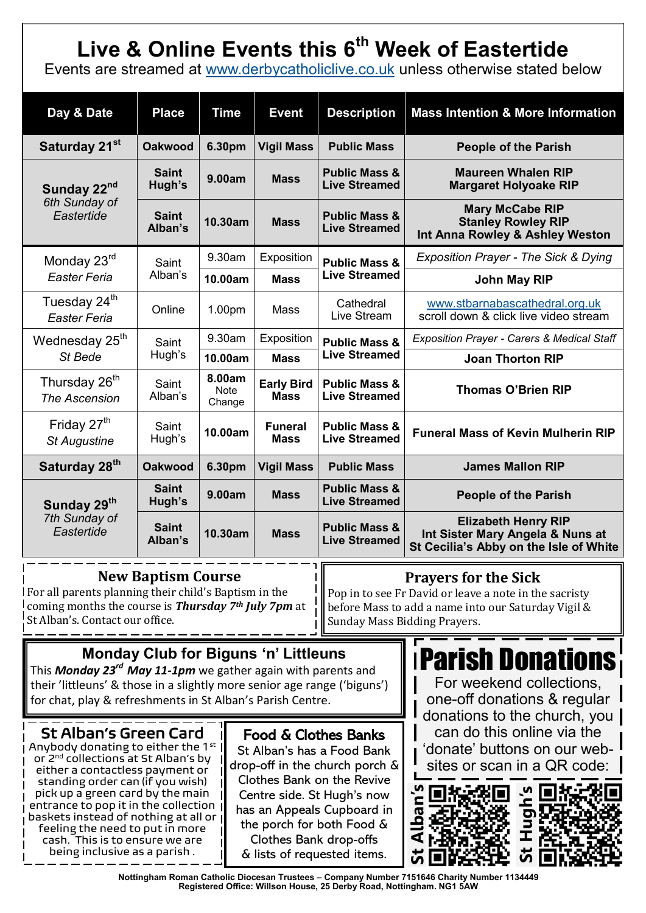# Live & Online Events this 6th Week of Eastertide

Events are streamed at www.derbycatholiclive.co.uk unless otherwise stated below

| Day & Date | Place | Time | Event | Description | Mass Intention & More Information |
|---|---|---|---|---|---|
| **Saturday 21st** | **Oakwood** | **6.30pm** | **Vigil Mass** | **Public Mass** | **People of the Parish** |
| **Sunday 22nd** *6th Sunday of Eastertide* | **Saint Hugh's** | **9.00am** | **Mass** | **Public Mass & Live Streamed** | **Maureen Whalen RIP** **Margaret Holyoake RIP** |
| | **Saint Alban's** | **10.30am** | **Mass** | **Public Mass & Live Streamed** | **Mary McCabe RIP** **Stanley Rowley RIP** **Int Anna Rowley & Ashley Weston** |
| Monday 23rd *Easter Feria* | Saint Alban's | 9.30am | Exposition | **Public Mass & Live Streamed** | *Exposition Prayer - The Sick & Dying* |
| | | **10.00am** | **Mass** | | **John May RIP** |
| Tuesday 24th *Easter Feria* | Online | 1.00pm | Mass | Cathedral Live Stream | www.stbarnabascathedral.org.uk scroll down & click live video stream |
| Wednesday 25th *St Bede* | Saint Hugh's | 9.30am | Exposition | **Public Mass & Live Streamed** | *Exposition Prayer - Carers & Medical Staff* |
| | | **10.00am** | **Mass** | | **Joan Thorton RIP** |
| Thursday 26th *The Ascension* | Saint Alban's | **8.00am** Note Change | **Early Bird Mass** | **Public Mass & Live Streamed** | **Thomas O'Brien RIP** |
| Friday 27th *St Augustine* | Saint Hugh's | **10.00am** | **Funeral Mass** | **Public Mass & Live Streamed** | **Funeral Mass of Kevin Mulherin RIP** |
| **Saturday 28th** | **Oakwood** | **6.30pm** | **Vigil Mass** | **Public Mass** | **James Mallon RIP** |
| **Sunday 29th** *7th Sunday of Eastertide* | **Saint Hugh's** | **9.00am** | **Mass** | **Public Mass & Live Streamed** | **People of the Parish** |
| | **Saint Alban's** | **10.30am** | **Mass** | **Public Mass & Live Streamed** | **Elizabeth Henry RIP** **Int Sister Mary Angela & Nuns at St Cecilia's Abby on the Isle of White** |

## New Baptism Course

For all parents planning their child's Baptism in the coming months the course is ***Thursday 7th July 7pm*** at St Alban's. Contact our office.

## Prayers for the Sick

Pop in to see Fr David or leave a note in the sacristy before Mass to add a name into our Saturday Vigil & Sunday Mass Bidding Prayers.

## Monday Club for Biguns 'n' Littleuns

This ***Monday 23rd May 11-1pm*** we gather again with parents and their 'littleuns' & those in a slightly more senior age range ('biguns') for chat, play & refreshments in St Alban's Parish Centre.

## Parish Donations

For weekend collections, one-off donations & regular donations to the church, you can do this online via the 'donate' buttons on our websites or scan in a QR code:

St Alban's

St Hugh's

## St Alban's Green Card

Anybody donating to either the 1st or 2nd collections at St Alban's by either a contactless payment or standing order can (if you wish) pick up a green card by the main entrance to pop it in the collection baskets instead of nothing at all or feeling the need to put in more cash. This is to ensure we are being inclusive as a parish .

## Food & Clothes Banks

St Alban's has a Food Bank drop-off in the church porch & Clothes Bank on the Revive Centre side. St Hugh's now has an Appeals Cupboard in the porch for both Food & Clothes Bank drop-offs & lists of requested items.

Nottingham Roman Catholic Diocesan Trustees – Company Number 7151646 Charity Number 1134449
Registered Office: Willson House, 25 Derby Road, Nottingham. NG1 5AW